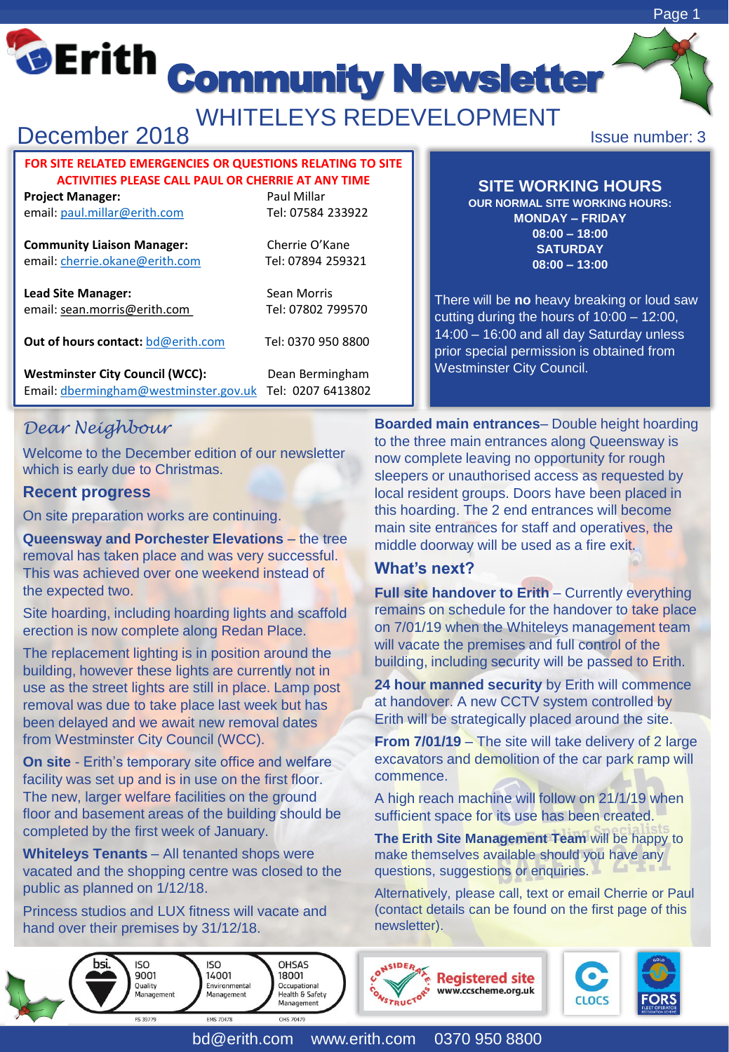# Erith Community Newsletter

## WHITELEYS REDEVELOPMENT

December 2018

Issue number: 3

**FOR SITE RELATED EMERGENCIES OR QUESTIONS RELATING TO SITE ACTIVITIES PLEASE CALL PAUL OR CHERRIE AT ANY TIME**

**Project Manager:** Paul Millar
email: paul.millar@erith.com Tel: 07584 233922

**Community Liaison Manager:** Cherrie O'Kane
email: cherrie.okane@erith.com Tel: 07894 259321

**Lead Site Manager:** Sean Morris
email: sean.morris@erith.com Tel: 07802 799570

**Out of hours contact:** bd@erith.com Tel: 0370 950 8800

**Westminster City Council (WCC):** Dean Bermingham
Email: dbermingham@westminster.gov.uk Tel: 0207 6413802

### SITE WORKING HOURS

**OUR NORMAL SITE WORKING HOURS:**
**MONDAY – FRIDAY**
**08:00 – 18:00**
**SATURDAY**
**08:00 – 13:00**

There will be **no** heavy breaking or loud saw cutting during the hours of 10:00 – 12:00, 14:00 – 16:00 and all day Saturday unless prior special permission is obtained from Westminster City Council.

*Dear Neighbour*

Welcome to the December edition of our newsletter which is early due to Christmas.

### Recent progress

On site preparation works are continuing.

**Queensway and Porchester Elevations** – the tree removal has taken place and was very successful. This was achieved over one weekend instead of the expected two.

Site hoarding, including hoarding lights and scaffold erection is now complete along Redan Place.

The replacement lighting is in position around the building, however these lights are currently not in use as the street lights are still in place. Lamp post removal was due to take place last week but has been delayed and we await new removal dates from Westminster City Council (WCC).

**On site** - Erith's temporary site office and welfare facility was set up and is in use on the first floor. The new, larger welfare facilities on the ground floor and basement areas of the building should be completed by the first week of January.

**Whiteleys Tenants** – All tenanted shops were vacated and the shopping centre was closed to the public as planned on 1/12/18.

Princess studios and LUX fitness will vacate and hand over their premises by 31/12/18.

**Boarded main entrances**– Double height hoarding to the three main entrances along Queensway is now complete leaving no opportunity for rough sleepers or unauthorised access as requested by local resident groups. Doors have been placed in this hoarding. The 2 end entrances will become main site entrances for staff and operatives, the middle doorway will be used as a fire exit.

### What's next?

**Full site handover to Erith** – Currently everything remains on schedule for the handover to take place on 7/01/19 when the Whiteleys management team will vacate the premises and full control of the building, including security will be passed to Erith.

**24 hour manned security** by Erith will commence at handover. A new CCTV system controlled by Erith will be strategically placed around the site.

**From 7/01/19** – The site will take delivery of 2 large excavators and demolition of the car park ramp will commence.

A high reach machine will follow on 21/1/19 when sufficient space for its use has been created.

**The Erith Site Management Team** will be happy to make themselves available should you have any questions, suggestions or enquiries.

Alternatively, please call, text or email Cherrie or Paul (contact details can be found on the first page of this newsletter).

bsi. ISO 9001 Quality Management FS 39779 | ISO 14001 Environmental Management EMS 70478 | OHSAS 18001 Occupational Health & Safety Management OHS 70479

Considerate Constructors Registered site www.ccscheme.org.uk

CLOCS

FORS

bd@erith.com www.erith.com 0370 950 8800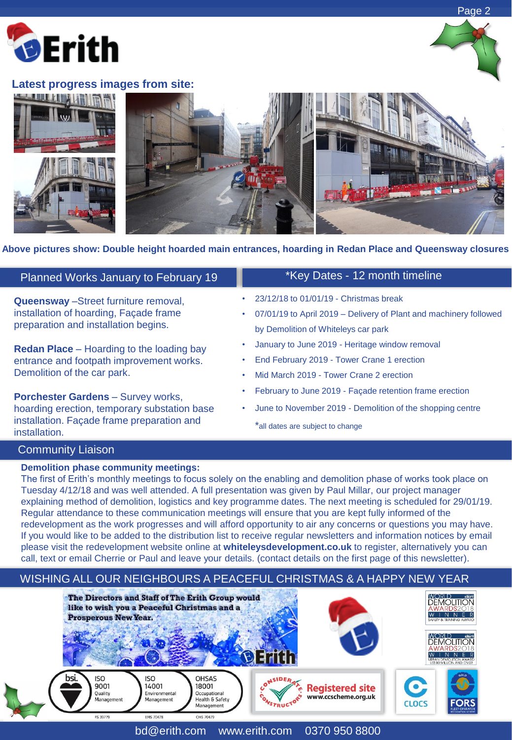## Latest progress images from site:

**Above pictures show: Double height hoarded main entrances, hoarding in Redan Place and Queensway closures**

## Planned Works January to February 19

**Queensway** –Street furniture removal, installation of hoarding, Façade frame preparation and installation begins.

**Redan Place** – Hoarding to the loading bay entrance and footpath improvement works. Demolition of the car park.

**Porchester Gardens** – Survey works, hoarding erection, temporary substation base installation. Façade frame preparation and installation.

## *Key Dates - 12 month timeline

- 23/12/18 to 01/01/19 - Christmas break
- 07/01/19 to April 2019 – Delivery of Plant and machinery followed by Demolition of Whiteleys car park
- January to June 2019 - Heritage window removal
- End February 2019 - Tower Crane 1 erection
- Mid March 2019 - Tower Crane 2 erection
- February to June 2019 - Façade retention frame erection
- June to November 2019 - Demolition of the shopping centre

*all dates are subject to change

## Community Liaison

**Demolition phase community meetings:**

The first of Erith's monthly meetings to focus solely on the enabling and demolition phase of works took place on Tuesday 4/12/18 and was well attended. A full presentation was given by Paul Millar, our project manager explaining method of demolition, logistics and key programme dates. The next meeting is scheduled for 29/01/19. Regular attendance to these communication meetings will ensure that you are kept fully informed of the redevelopment as the work progresses and will afford opportunity to air any concerns or questions you may have. If you would like to be added to the distribution list to receive regular newsletters and information notices by email please visit the redevelopment website online at **whiteleysdevelopment.co.uk** to register, alternatively you can call, text or email Cherrie or Paul and leave your details. (contact details on the first page of this newsletter).

## WISHING ALL OUR NEIGHBOURS A PEACEFUL CHRISTMAS & A HAPPY NEW YEAR

**The Directors and Staff of The Erith Group would like to wish you a Peaceful Christmas and a Prosperous New Year.**

bd@erith.com www.erith.com 0370 950 8800